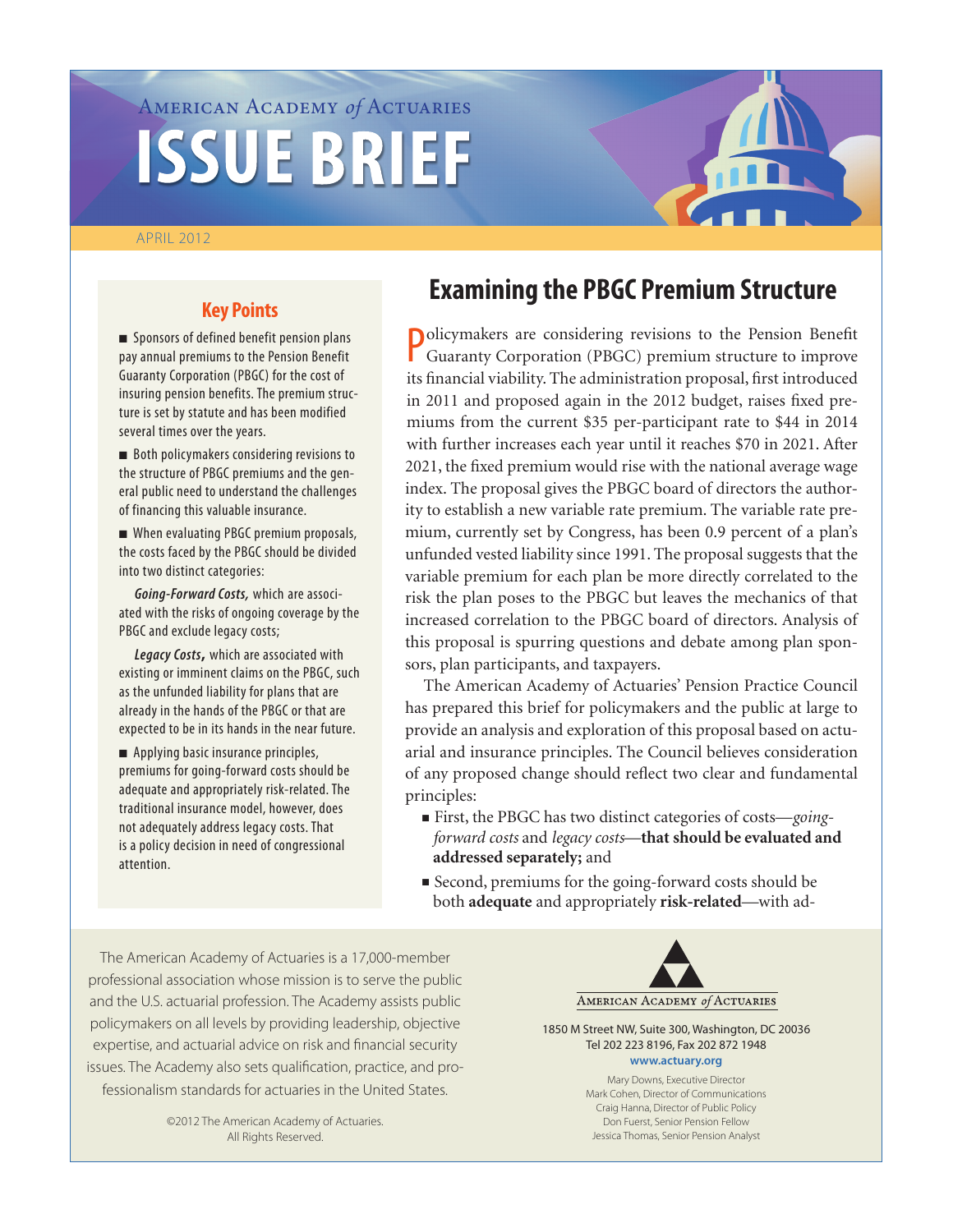American Academy *of* Actuaries

# ISSUE BRIEF

APRIL 2012

## Examining the PBGC Premium Structure

### Key Points

- Sponsors of defined benefit pension plans pay annual premiums to the Pension Benefit Guaranty Corporation (PBGC) for the cost of insuring pension benefits. The premium structure is set by statute and has been modified several times over the years.
- Both policymakers considering revisions to the structure of PBGC premiums and the general public need to understand the challenges of financing this valuable insurance.
- When evaluating PBGC premium proposals, the costs faced by the PBGC should be divided into two distinct categories:

  ***Going-Forward Costs,*** which are associated with the risks of ongoing coverage by the PBGC and exclude legacy costs;

  ***Legacy Costs,*** which are associated with existing or imminent claims on the PBGC, such as the unfunded liability for plans that are already in the hands of the PBGC or that are expected to be in its hands in the near future.
- Applying basic insurance principles, premiums for going-forward costs should be adequate and appropriately risk-related. The traditional insurance model, however, does not adequately address legacy costs. That is a policy decision in need of congressional attention.

Policymakers are considering revisions to the Pension Benefit Guaranty Corporation (PBGC) premium structure to improve its financial viability. The administration proposal, first introduced in 2011 and proposed again in the 2012 budget, raises fixed premiums from the current $35 per-participant rate to $44 in 2014 with further increases each year until it reaches $70 in 2021. After 2021, the fixed premium would rise with the national average wage index. The proposal gives the PBGC board of directors the authority to establish a new variable rate premium. The variable rate premium, currently set by Congress, has been 0.9 percent of a plan's unfunded vested liability since 1991. The proposal suggests that the variable premium for each plan be more directly correlated to the risk the plan poses to the PBGC but leaves the mechanics of that increased correlation to the PBGC board of directors. Analysis of this proposal is spurring questions and debate among plan sponsors, plan participants, and taxpayers.

The American Academy of Actuaries' Pension Practice Council has prepared this brief for policymakers and the public at large to provide an analysis and exploration of this proposal based on actuarial and insurance principles. The Council believes consideration of any proposed change should reflect two clear and fundamental principles:

- First, the PBGC has two distinct categories of costs—*going-forward costs* and *legacy costs*—**that should be evaluated and addressed separately;** and
- Second, premiums for the going-forward costs should be both **adequate** and appropriately **risk-related**—with ad-

The American Academy of Actuaries is a 17,000-member professional association whose mission is to serve the public and the U.S. actuarial profession. The Academy assists public policymakers on all levels by providing leadership, objective expertise, and actuarial advice on risk and financial security issues. The Academy also sets qualification, practice, and professionalism standards for actuaries in the United States.

©2012 The American Academy of Actuaries. All Rights Reserved.

American Academy *of* Actuaries

1850 M Street NW, Suite 300, Washington, DC 20036
Tel 202 223 8196, Fax 202 872 1948
**www.actuary.org**

Mary Downs, Executive Director
Mark Cohen, Director of Communications
Craig Hanna, Director of Public Policy
Don Fuerst, Senior Pension Fellow
Jessica Thomas, Senior Pension Analyst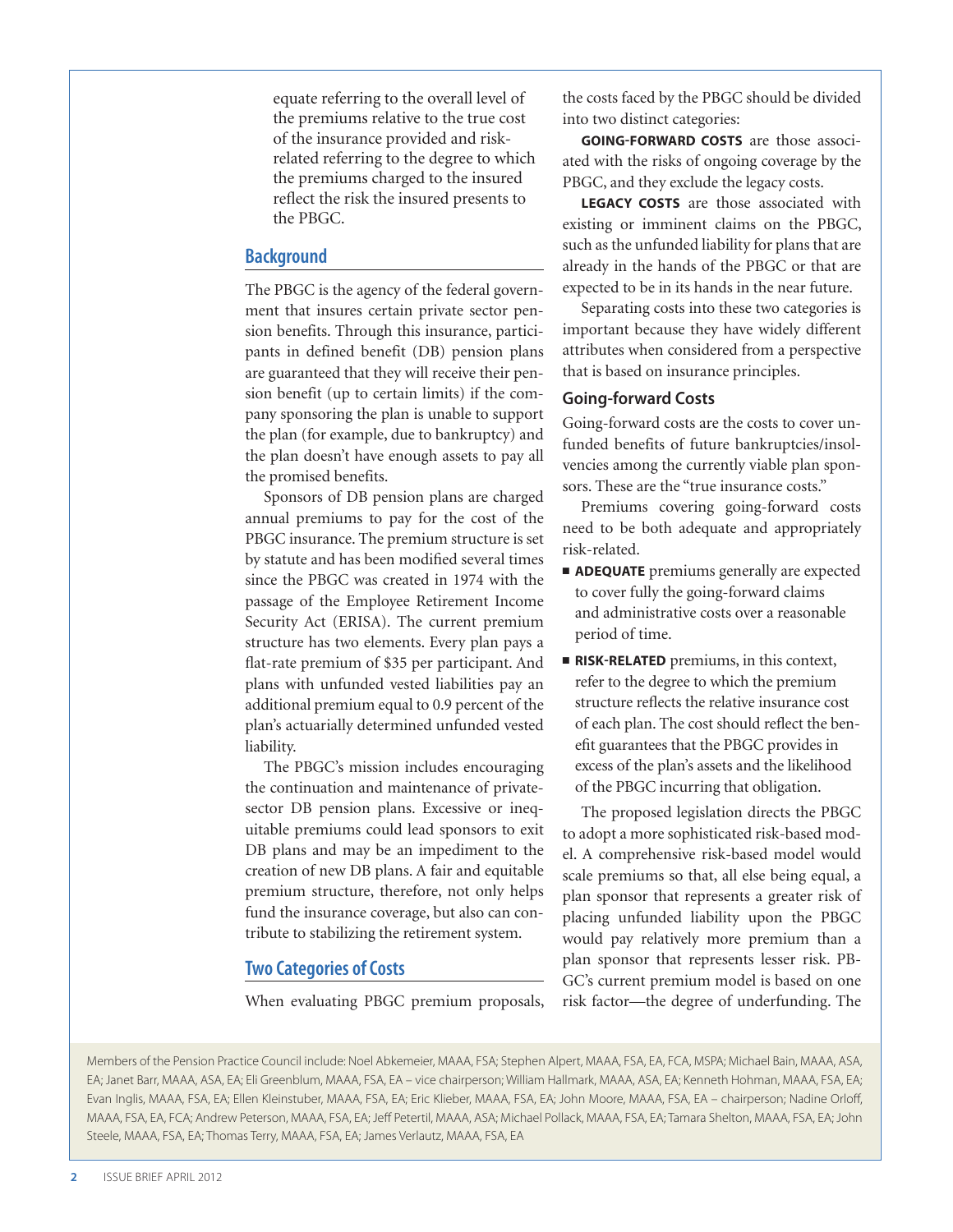equate referring to the overall level of the premiums relative to the true cost of the insurance provided and risk-related referring to the degree to which the premiums charged to the insured reflect the risk the insured presents to the PBGC.

## Background

The PBGC is the agency of the federal government that insures certain private sector pension benefits. Through this insurance, participants in defined benefit (DB) pension plans are guaranteed that they will receive their pension benefit (up to certain limits) if the company sponsoring the plan is unable to support the plan (for example, due to bankruptcy) and the plan doesn't have enough assets to pay all the promised benefits.

Sponsors of DB pension plans are charged annual premiums to pay for the cost of the PBGC insurance. The premium structure is set by statute and has been modified several times since the PBGC was created in 1974 with the passage of the Employee Retirement Income Security Act (ERISA). The current premium structure has two elements. Every plan pays a flat-rate premium of $35 per participant. And plans with unfunded vested liabilities pay an additional premium equal to 0.9 percent of the plan's actuarially determined unfunded vested liability.

The PBGC's mission includes encouraging the continuation and maintenance of private-sector DB pension plans. Excessive or inequitable premiums could lead sponsors to exit DB plans and may be an impediment to the creation of new DB plans. A fair and equitable premium structure, therefore, not only helps fund the insurance coverage, but also can contribute to stabilizing the retirement system.

## Two Categories of Costs

When evaluating PBGC premium proposals, the costs faced by the PBGC should be divided into two distinct categories:

**GOING-FORWARD COSTS** are those associated with the risks of ongoing coverage by the PBGC, and they exclude the legacy costs.

**LEGACY COSTS** are those associated with existing or imminent claims on the PBGC, such as the unfunded liability for plans that are already in the hands of the PBGC or that are expected to be in its hands in the near future.

Separating costs into these two categories is important because they have widely different attributes when considered from a perspective that is based on insurance principles.

### Going-forward Costs

Going-forward costs are the costs to cover unfunded benefits of future bankruptcies/insolvencies among the currently viable plan sponsors. These are the "true insurance costs."

Premiums covering going-forward costs need to be both adequate and appropriately risk-related.

- **ADEQUATE** premiums generally are expected to cover fully the going-forward claims and administrative costs over a reasonable period of time.
- **RISK-RELATED** premiums, in this context, refer to the degree to which the premium structure reflects the relative insurance cost of each plan. The cost should reflect the benefit guarantees that the PBGC provides in excess of the plan's assets and the likelihood of the PBGC incurring that obligation.

The proposed legislation directs the PBGC to adopt a more sophisticated risk-based model. A comprehensive risk-based model would scale premiums so that, all else being equal, a plan sponsor that represents a greater risk of placing unfunded liability upon the PBGC would pay relatively more premium than a plan sponsor that represents lesser risk. PBGC's current premium model is based on one risk factor—the degree of underfunding. The

Members of the Pension Practice Council include: Noel Abkemeier, MAAA, FSA; Stephen Alpert, MAAA, FSA, EA, FCA, MSPA; Michael Bain, MAAA, ASA, EA; Janet Barr, MAAA, ASA, EA; Eli Greenblum, MAAA, FSA, EA – vice chairperson; William Hallmark, MAAA, ASA, EA; Kenneth Hohman, MAAA, FSA, EA; Evan Inglis, MAAA, FSA, EA; Ellen Kleinstuber, MAAA, FSA, EA; Eric Klieber, MAAA, FSA, EA; John Moore, MAAA, FSA, EA – chairperson; Nadine Orloff, MAAA, FSA, EA, FCA; Andrew Peterson, MAAA, FSA, EA; Jeff Petertil, MAAA, ASA; Michael Pollack, MAAA, FSA, EA; Tamara Shelton, MAAA, FSA, EA; John Steele, MAAA, FSA, EA; Thomas Terry, MAAA, FSA, EA; James Verlautz, MAAA, FSA, EA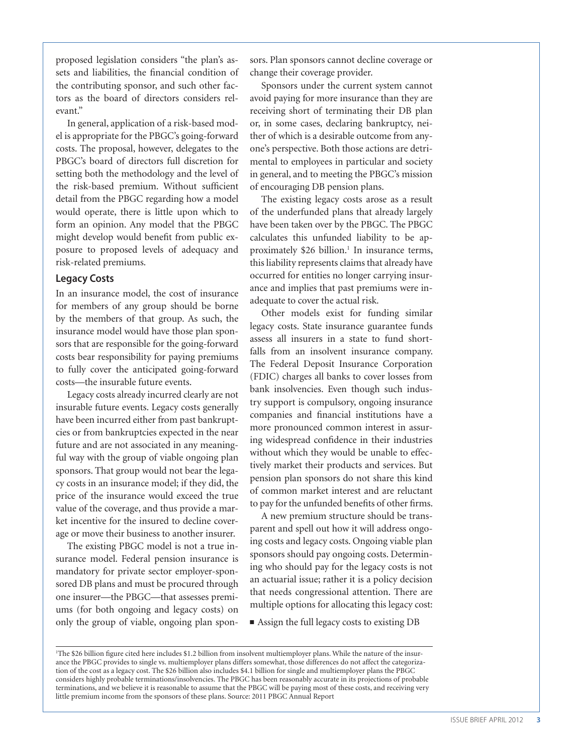proposed legislation considers "the plan's assets and liabilities, the financial condition of the contributing sponsor, and such other factors as the board of directors considers relevant."

In general, application of a risk-based model is appropriate for the PBGC's going-forward costs. The proposal, however, delegates to the PBGC's board of directors full discretion for setting both the methodology and the level of the risk-based premium. Without sufficient detail from the PBGC regarding how a model would operate, there is little upon which to form an opinion. Any model that the PBGC might develop would benefit from public exposure to proposed levels of adequacy and risk-related premiums.

## Legacy Costs

In an insurance model, the cost of insurance for members of any group should be borne by the members of that group. As such, the insurance model would have those plan sponsors that are responsible for the going-forward costs bear responsibility for paying premiums to fully cover the anticipated going-forward costs—the insurable future events.

Legacy costs already incurred clearly are not insurable future events. Legacy costs generally have been incurred either from past bankruptcies or from bankruptcies expected in the near future and are not associated in any meaningful way with the group of viable ongoing plan sponsors. That group would not bear the legacy costs in an insurance model; if they did, the price of the insurance would exceed the true value of the coverage, and thus provide a market incentive for the insured to decline coverage or move their business to another insurer.

The existing PBGC model is not a true insurance model. Federal pension insurance is mandatory for private sector employer-sponsored DB plans and must be procured through one insurer—the PBGC—that assesses premiums (for both ongoing and legacy costs) on only the group of viable, ongoing plan sponsors. Plan sponsors cannot decline coverage or change their coverage provider.

Sponsors under the current system cannot avoid paying for more insurance than they are receiving short of terminating their DB plan or, in some cases, declaring bankruptcy, neither of which is a desirable outcome from anyone's perspective. Both those actions are detrimental to employees in particular and society in general, and to meeting the PBGC's mission of encouraging DB pension plans.

The existing legacy costs arose as a result of the underfunded plans that already largely have been taken over by the PBGC. The PBGC calculates this unfunded liability to be approximately $26 billion.[1] In insurance terms, this liability represents claims that already have occurred for entities no longer carrying insurance and implies that past premiums were inadequate to cover the actual risk.

Other models exist for funding similar legacy costs. State insurance guarantee funds assess all insurers in a state to fund shortfalls from an insolvent insurance company. The Federal Deposit Insurance Corporation (FDIC) charges all banks to cover losses from bank insolvencies. Even though such industry support is compulsory, ongoing insurance companies and financial institutions have a more pronounced common interest in assuring widespread confidence in their industries without which they would be unable to effectively market their products and services. But pension plan sponsors do not share this kind of common market interest and are reluctant to pay for the unfunded benefits of other firms.

A new premium structure should be transparent and spell out how it will address ongoing costs and legacy costs. Ongoing viable plan sponsors should pay ongoing costs. Determining who should pay for the legacy costs is not an actuarial issue; rather it is a policy decision that needs congressional attention. There are multiple options for allocating this legacy cost:

- Assign the full legacy costs to existing DB

[1] The $26 billion figure cited here includes $1.2 billion from insolvent multiemployer plans. While the nature of the insurance the PBGC provides to single vs. multiemployer plans differs somewhat, those differences do not affect the categorization of the cost as a legacy cost. The $26 billion also includes $4.1 billion for single and multiemployer plans the PBGC considers highly probable terminations/insolvencies. The PBGC has been reasonably accurate in its projections of probable terminations, and we believe it is reasonable to assume that the PBGC will be paying most of these costs, and receiving very little premium income from the sponsors of these plans. Source: 2011 PBGC Annual Report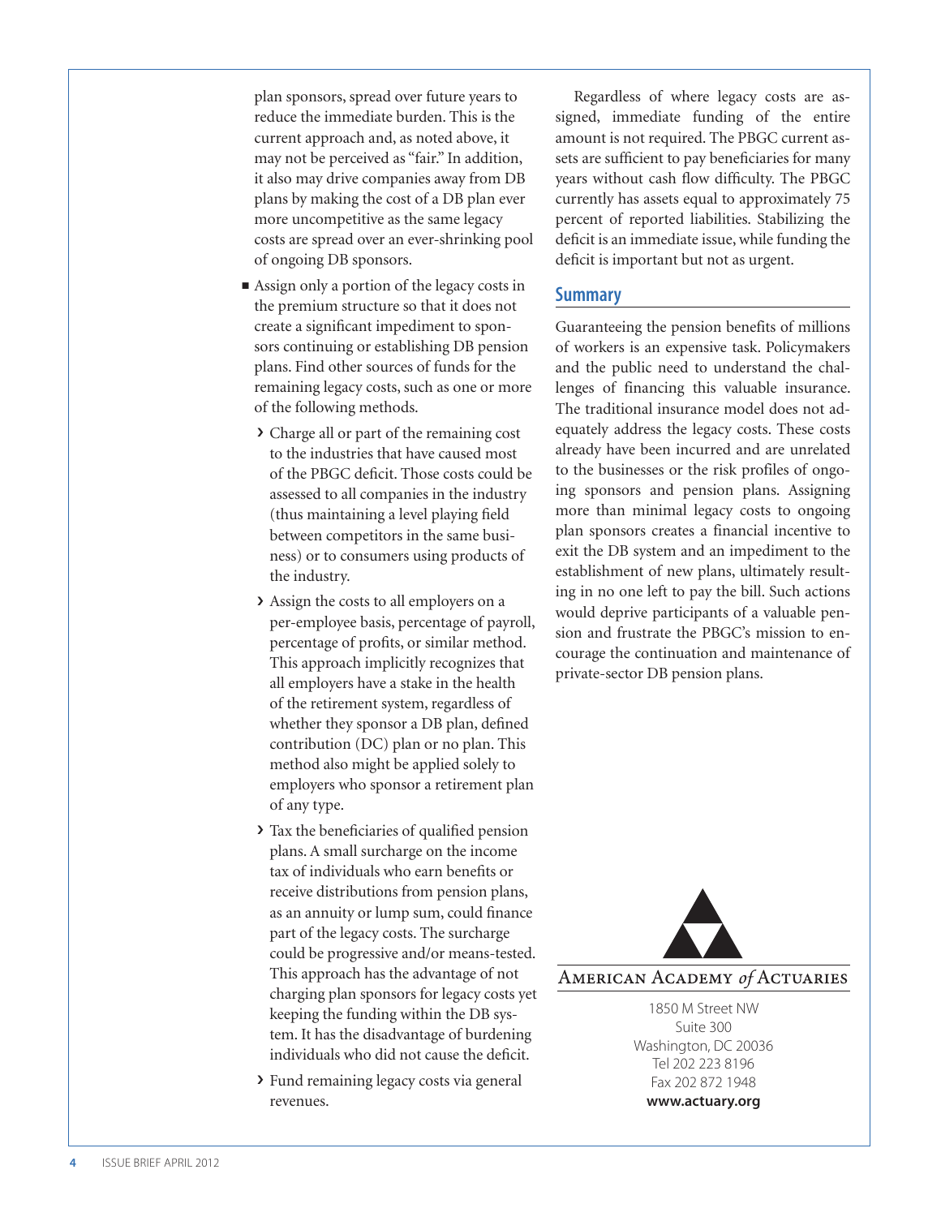plan sponsors, spread over future years to reduce the immediate burden. This is the current approach and, as noted above, it may not be perceived as "fair." In addition, it also may drive companies away from DB plans by making the cost of a DB plan ever more uncompetitive as the same legacy costs are spread over an ever-shrinking pool of ongoing DB sponsors.

- Assign only a portion of the legacy costs in the premium structure so that it does not create a significant impediment to sponsors continuing or establishing DB pension plans. Find other sources of funds for the remaining legacy costs, such as one or more of the following methods.
  - Charge all or part of the remaining cost to the industries that have caused most of the PBGC deficit. Those costs could be assessed to all companies in the industry (thus maintaining a level playing field between competitors in the same business) or to consumers using products of the industry.
  - Assign the costs to all employers on a per-employee basis, percentage of payroll, percentage of profits, or similar method. This approach implicitly recognizes that all employers have a stake in the health of the retirement system, regardless of whether they sponsor a DB plan, defined contribution (DC) plan or no plan. This method also might be applied solely to employers who sponsor a retirement plan of any type.
  - Tax the beneficiaries of qualified pension plans. A small surcharge on the income tax of individuals who earn benefits or receive distributions from pension plans, as an annuity or lump sum, could finance part of the legacy costs. The surcharge could be progressive and/or means-tested. This approach has the advantage of not charging plan sponsors for legacy costs yet keeping the funding within the DB system. It has the disadvantage of burdening individuals who did not cause the deficit.
  - Fund remaining legacy costs via general revenues.

Regardless of where legacy costs are assigned, immediate funding of the entire amount is not required. The PBGC current assets are sufficient to pay beneficiaries for many years without cash flow difficulty. The PBGC currently has assets equal to approximately 75 percent of reported liabilities. Stabilizing the deficit is an immediate issue, while funding the deficit is important but not as urgent.

## Summary

Guaranteeing the pension benefits of millions of workers is an expensive task. Policymakers and the public need to understand the challenges of financing this valuable insurance. The traditional insurance model does not adequately address the legacy costs. These costs already have been incurred and are unrelated to the businesses or the risk profiles of ongoing sponsors and pension plans. Assigning more than minimal legacy costs to ongoing plan sponsors creates a financial incentive to exit the DB system and an impediment to the establishment of new plans, ultimately resulting in no one left to pay the bill. Such actions would deprive participants of a valuable pension and frustrate the PBGC's mission to encourage the continuation and maintenance of private-sector DB pension plans.

American Academy *of* Actuaries

1850 M Street NW
Suite 300
Washington, DC 20036
Tel 202 223 8196
Fax 202 872 1948
**www.actuary.org**